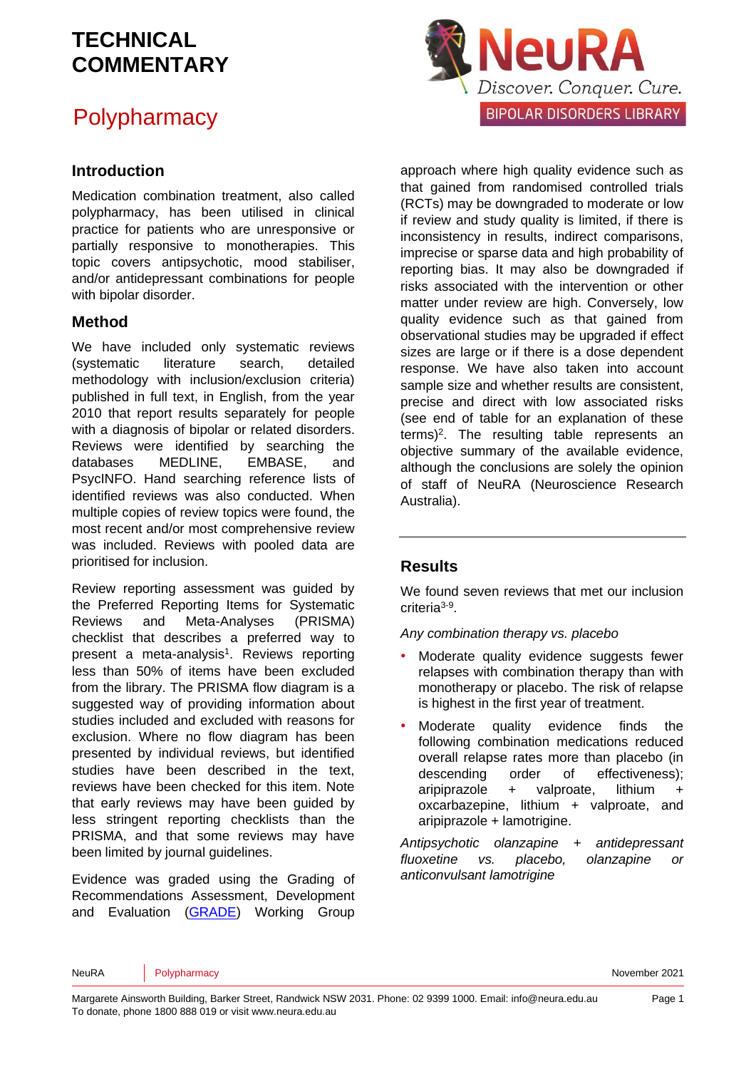# TECHNICAL COMMENTARY

# Polypharmacy

NeuRA — Discover. Conquer. Cure. — BIPOLAR DISORDERS LIBRARY

## Introduction

Medication combination treatment, also called polypharmacy, has been utilised in clinical practice for patients who are unresponsive or partially responsive to monotherapies. This topic covers antipsychotic, mood stabiliser, and/or antidepressant combinations for people with bipolar disorder.

## Method

We have included only systematic reviews (systematic literature search, detailed methodology with inclusion/exclusion criteria) published in full text, in English, from the year 2010 that report results separately for people with a diagnosis of bipolar or related disorders. Reviews were identified by searching the databases MEDLINE, EMBASE, and PsycINFO. Hand searching reference lists of identified reviews was also conducted. When multiple copies of review topics were found, the most recent and/or most comprehensive review was included. Reviews with pooled data are prioritised for inclusion.

Review reporting assessment was guided by the Preferred Reporting Items for Systematic Reviews and Meta-Analyses (PRISMA) checklist that describes a preferred way to present a meta-analysis[1]. Reviews reporting less than 50% of items have been excluded from the library. The PRISMA flow diagram is a suggested way of providing information about studies included and excluded with reasons for exclusion. Where no flow diagram has been presented by individual reviews, but identified studies have been described in the text, reviews have been checked for this item. Note that early reviews may have been guided by less stringent reporting checklists than the PRISMA, and that some reviews may have been limited by journal guidelines.

Evidence was graded using the Grading of Recommendations Assessment, Development and Evaluation (GRADE) Working Group approach where high quality evidence such as that gained from randomised controlled trials (RCTs) may be downgraded to moderate or low if review and study quality is limited, if there is inconsistency in results, indirect comparisons, imprecise or sparse data and high probability of reporting bias. It may also be downgraded if risks associated with the intervention or other matter under review are high. Conversely, low quality evidence such as that gained from observational studies may be upgraded if effect sizes are large or if there is a dose dependent response. We have also taken into account sample size and whether results are consistent, precise and direct with low associated risks (see end of table for an explanation of these terms)[2]. The resulting table represents an objective summary of the available evidence, although the conclusions are solely the opinion of staff of NeuRA (Neuroscience Research Australia).

## Results

We found seven reviews that met our inclusion criteria[3-9].

*Any combination therapy vs. placebo*

- Moderate quality evidence suggests fewer relapses with combination therapy than with monotherapy or placebo. The risk of relapse is highest in the first year of treatment.
- Moderate quality evidence finds the following combination medications reduced overall relapse rates more than placebo (in descending order of effectiveness); aripiprazole + valproate, lithium + oxcarbazepine, lithium + valproate, and aripiprazole + lamotrigine.

*Antipsychotic olanzapine + antidepressant fluoxetine vs. placebo, olanzapine or anticonvulsant lamotrigine*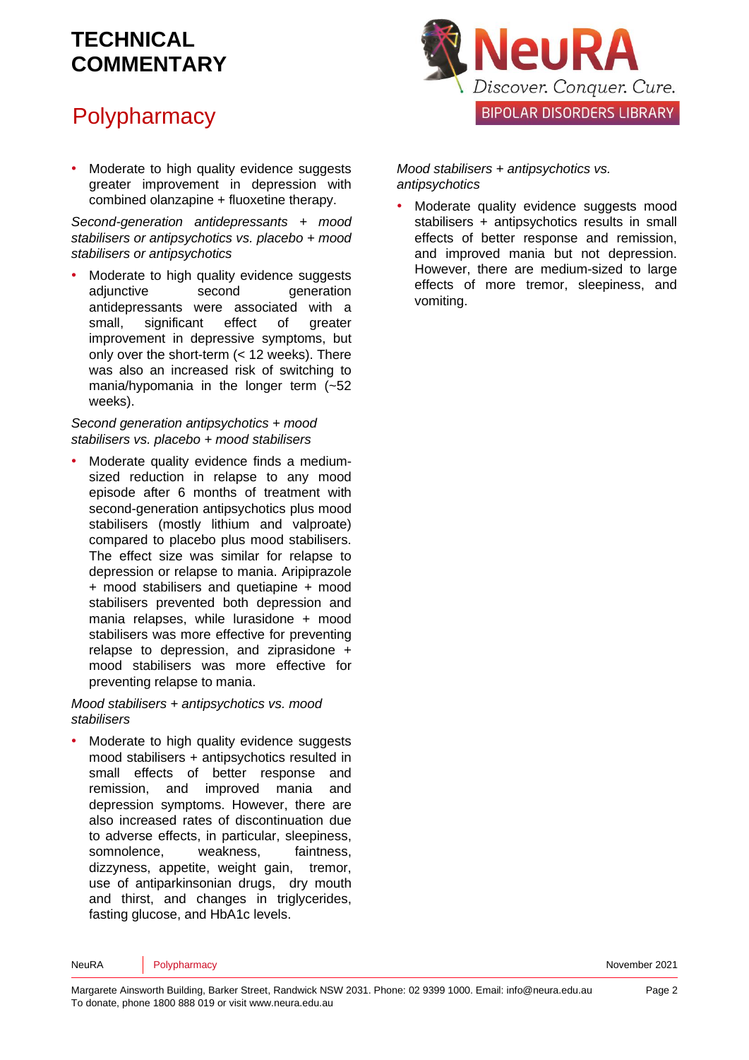- Moderate to high quality evidence suggests greater improvement in depression with combined olanzapine + fluoxetine therapy.

*Second-generation antidepressants + mood stabilisers or antipsychotics vs. placebo + mood stabilisers or antipsychotics*

- Moderate to high quality evidence suggests adjunctive second generation antidepressants were associated with a small, significant effect of greater improvement in depressive symptoms, but only over the short-term (< 12 weeks). There was also an increased risk of switching to mania/hypomania in the longer term (~52 weeks).

*Second generation antipsychotics + mood stabilisers vs. placebo + mood stabilisers*

- Moderate quality evidence finds a medium-sized reduction in relapse to any mood episode after 6 months of treatment with second-generation antipsychotics plus mood stabilisers (mostly lithium and valproate) compared to placebo plus mood stabilisers. The effect size was similar for relapse to depression or relapse to mania. Aripiprazole + mood stabilisers and quetiapine + mood stabilisers prevented both depression and mania relapses, while lurasidone + mood stabilisers was more effective for preventing relapse to depression, and ziprasidone + mood stabilisers was more effective for preventing relapse to mania.

*Mood stabilisers + antipsychotics vs. mood stabilisers*

- Moderate to high quality evidence suggests mood stabilisers + antipsychotics resulted in small effects of better response and remission, and improved mania and depression symptoms. However, there are also increased rates of discontinuation due to adverse effects, in particular, sleepiness, somnolence, weakness, faintness, dizzyness, appetite, weight gain, tremor, use of antiparkinsonian drugs, dry mouth and thirst, and changes in triglycerides, fasting glucose, and HbA1c levels.

*Mood stabilisers + antipsychotics vs. antipsychotics*

- Moderate quality evidence suggests mood stabilisers + antipsychotics results in small effects of better response and remission, and improved mania but not depression. However, there are medium-sized to large effects of more tremor, sleepiness, and vomiting.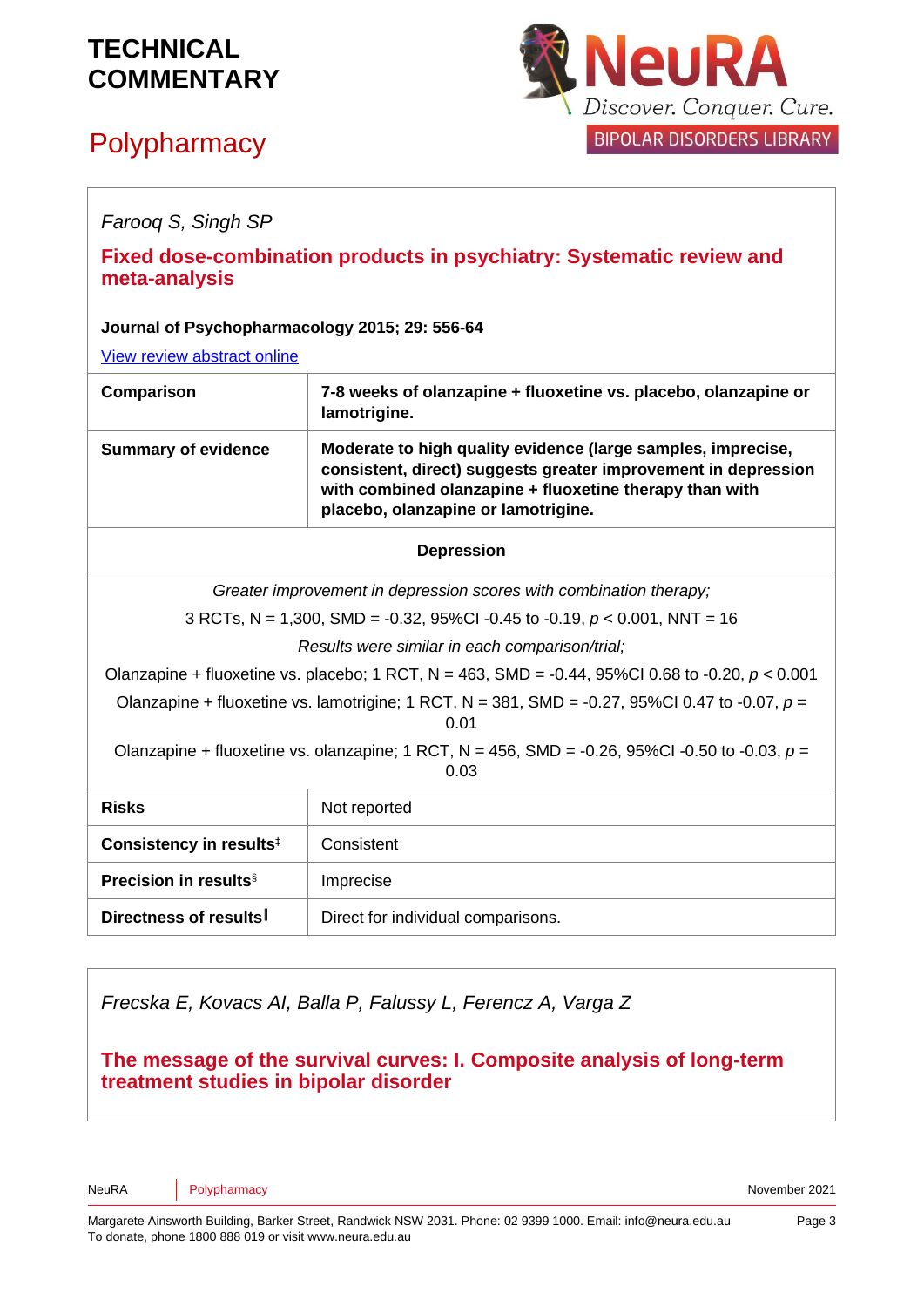*Farooq S, Singh SP*

**Fixed dose-combination products in psychiatry: Systematic review and meta-analysis**

**Journal of Psychopharmacology 2015; 29: 556-64**

View review abstract online

| | |
|---|---|
| **Comparison** | **7-8 weeks of olanzapine + fluoxetine vs. placebo, olanzapine or lamotrigine.** |
| **Summary of evidence** | **Moderate to high quality evidence (large samples, imprecise, consistent, direct) suggests greater improvement in depression with combined olanzapine + fluoxetine therapy than with placebo, olanzapine or lamotrigine.** |
| **Depression** | |
| *Greater improvement in depression scores with combination therapy;* 3 RCTs, N = 1,300, SMD = -0.32, 95%CI -0.45 to -0.19, $p$ < 0.001, NNT = 16 *Results were similar in each comparison/trial;* Olanzapine + fluoxetine vs. placebo; 1 RCT, N = 463, SMD = -0.44, 95%CI 0.68 to -0.20, $p$ < 0.001 Olanzapine + fluoxetine vs. lamotrigine; 1 RCT, N = 381, SMD = -0.27, 95%CI 0.47 to -0.07, $p$ = 0.01 Olanzapine + fluoxetine vs. olanzapine; 1 RCT, N = 456, SMD = -0.26, 95%CI -0.50 to -0.03, $p$ = 0.03 | |
| **Risks** | Not reported |
| **Consistency in results**‡ | Consistent |
| **Precision in results**§ | Imprecise |
| **Directness of results**‖ | Direct for individual comparisons. |

*Frecska E, Kovacs AI, Balla P, Falussy L, Ferencz A, Varga Z*

**The message of the survival curves: I. Composite analysis of long-term treatment studies in bipolar disorder**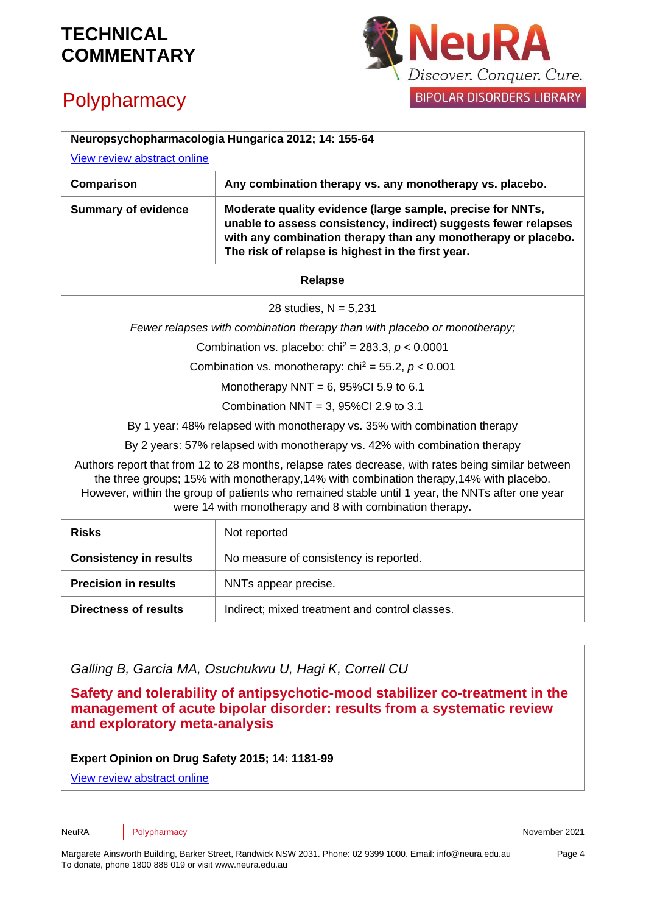| Neuropsychopharmacologia Hungarica 2012; 14: 155-64 | |
|---|---|
| View review abstract online | |
| **Comparison** | **Any combination therapy vs. any monotherapy vs. placebo.** |
| **Summary of evidence** | **Moderate quality evidence (large sample, precise for NNTs, unable to assess consistency, indirect) suggests fewer relapses with any combination therapy than any monotherapy or placebo. The risk of relapse is highest in the first year.** |
| **Relapse** | |
| 28 studies, N = 5,231<br>*Fewer relapses with combination therapy than with placebo or monotherapy;*<br>Combination vs. placebo: chi$^2$ = 283.3, $p < 0.0001$<br>Combination vs. monotherapy: chi$^2$ = 55.2, $p < 0.001$<br>Monotherapy NNT = 6, 95%CI 5.9 to 6.1<br>Combination NNT = 3, 95%CI 2.9 to 3.1<br>By 1 year: 48% relapsed with monotherapy vs. 35% with combination therapy<br>By 2 years: 57% relapsed with monotherapy vs. 42% with combination therapy<br>Authors report that from 12 to 28 months, relapse rates decrease, with rates being similar between the three groups; 15% with monotherapy,14% with combination therapy,14% with placebo. However, within the group of patients who remained stable until 1 year, the NNTs after one year were 14 with monotherapy and 8 with combination therapy. | |
| **Risks** | Not reported |
| **Consistency in results** | No measure of consistency is reported. |
| **Precision in results** | NNTs appear precise. |
| **Directness of results** | Indirect; mixed treatment and control classes. |

*Galling B, Garcia MA, Osuchukwu U, Hagi K, Correll CU*

**Safety and tolerability of antipsychotic-mood stabilizer co-treatment in the management of acute bipolar disorder: results from a systematic review and exploratory meta-analysis**

**Expert Opinion on Drug Safety 2015; 14: 1181-99**

View review abstract online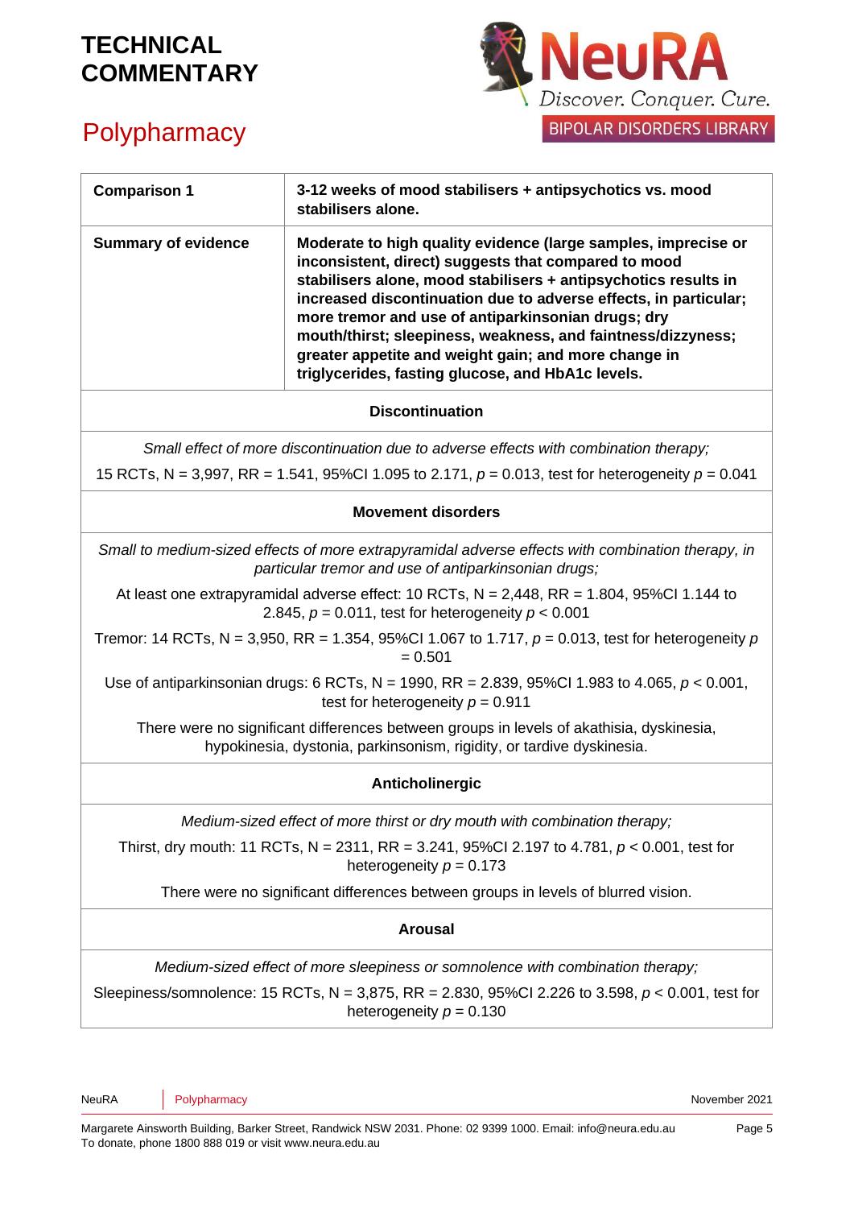| Comparison 1 | 3-12 weeks of mood stabilisers + antipsychotics vs. mood stabilisers alone. |
|---|---|
| **Summary of evidence** | **Moderate to high quality evidence (large samples, imprecise or inconsistent, direct) suggests that compared to mood stabilisers alone, mood stabilisers + antipsychotics results in increased discontinuation due to adverse effects, in particular; more tremor and use of antiparkinsonian drugs; dry mouth/thirst; sleepiness, weakness, and faintness/dizzyness; greater appetite and weight gain; and more change in triglycerides, fasting glucose, and HbA1c levels.** |

**Discontinuation**

*Small effect of more discontinuation due to adverse effects with combination therapy;*

15 RCTs, N = 3,997, RR = 1.541, 95%CI 1.095 to 2.171, $p = 0.013$, test for heterogeneity $p = 0.041$

**Movement disorders**

*Small to medium-sized effects of more extrapyramidal adverse effects with combination therapy, in particular tremor and use of antiparkinsonian drugs;*

At least one extrapyramidal adverse effect: 10 RCTs, N = 2,448, RR = 1.804, 95%CI 1.144 to 2.845, $p = 0.011$, test for heterogeneity $p < 0.001$

Tremor: 14 RCTs, N = 3,950, RR = 1.354, 95%CI 1.067 to 1.717, $p = 0.013$, test for heterogeneity $p = 0.501$

Use of antiparkinsonian drugs: 6 RCTs, N = 1990, RR = 2.839, 95%CI 1.983 to 4.065, $p < 0.001$, test for heterogeneity $p = 0.911$

There were no significant differences between groups in levels of akathisia, dyskinesia, hypokinesia, dystonia, parkinsonism, rigidity, or tardive dyskinesia.

**Anticholinergic**

*Medium-sized effect of more thirst or dry mouth with combination therapy;*

Thirst, dry mouth: 11 RCTs, N = 2311, RR = 3.241, 95%CI 2.197 to 4.781, $p < 0.001$, test for heterogeneity $p = 0.173$

There were no significant differences between groups in levels of blurred vision.

**Arousal**

*Medium-sized effect of more sleepiness or somnolence with combination therapy;*

Sleepiness/somnolence: 15 RCTs, N = 3,875, RR = 2.830, 95%CI 2.226 to 3.598, $p < 0.001$, test for heterogeneity $p = 0.130$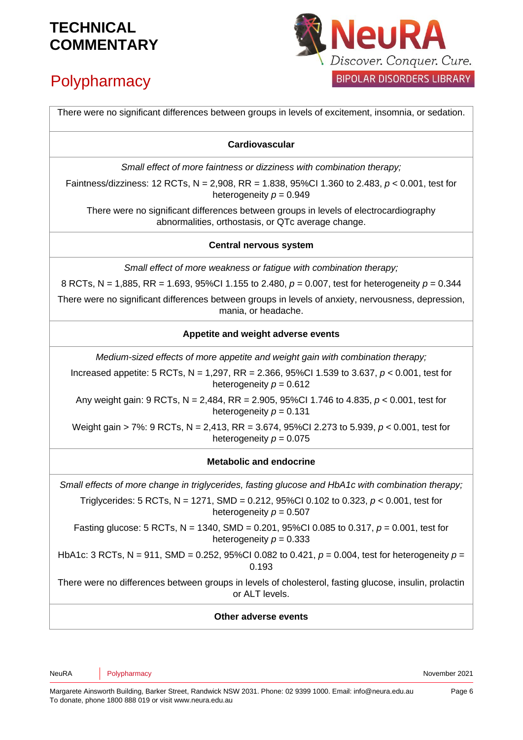There were no significant differences between groups in levels of excitement, insomnia, or sedation.

**Cardiovascular**

*Small effect of more faintness or dizziness with combination therapy;*

Faintness/dizziness: 12 RCTs, N = 2,908, RR = 1.838, 95%CI 1.360 to 2.483, $p < 0.001$, test for heterogeneity $p = 0.949$

There were no significant differences between groups in levels of electrocardiography abnormalities, orthostasis, or QTc average change.

**Central nervous system**

*Small effect of more weakness or fatigue with combination therapy;*

8 RCTs, N = 1,885, RR = 1.693, 95%CI 1.155 to 2.480, $p = 0.007$, test for heterogeneity $p = 0.344$

There were no significant differences between groups in levels of anxiety, nervousness, depression, mania, or headache.

**Appetite and weight adverse events**

*Medium-sized effects of more appetite and weight gain with combination therapy;*

Increased appetite: 5 RCTs, N = 1,297, RR = 2.366, 95%CI 1.539 to 3.637, $p < 0.001$, test for heterogeneity $p = 0.612$

Any weight gain: 9 RCTs, N = 2,484, RR = 2.905, 95%CI 1.746 to 4.835, $p < 0.001$, test for heterogeneity $p = 0.131$

Weight gain > 7%: 9 RCTs, N = 2,413, RR = 3.674, 95%CI 2.273 to 5.939, $p < 0.001$, test for heterogeneity $p = 0.075$

**Metabolic and endocrine**

*Small effects of more change in triglycerides, fasting glucose and HbA1c with combination therapy;*

Triglycerides: 5 RCTs, N = 1271, SMD = 0.212, 95%CI 0.102 to 0.323, $p < 0.001$, test for heterogeneity $p = 0.507$

Fasting glucose: 5 RCTs, N = 1340, SMD = 0.201, 95%CI 0.085 to 0.317, $p = 0.001$, test for heterogeneity $p = 0.333$

HbA1c: 3 RCTs, N = 911, SMD = 0.252, 95%CI 0.082 to 0.421, $p = 0.004$, test for heterogeneity $p = 0.193$

There were no differences between groups in levels of cholesterol, fasting glucose, insulin, prolactin or ALT levels.

**Other adverse events**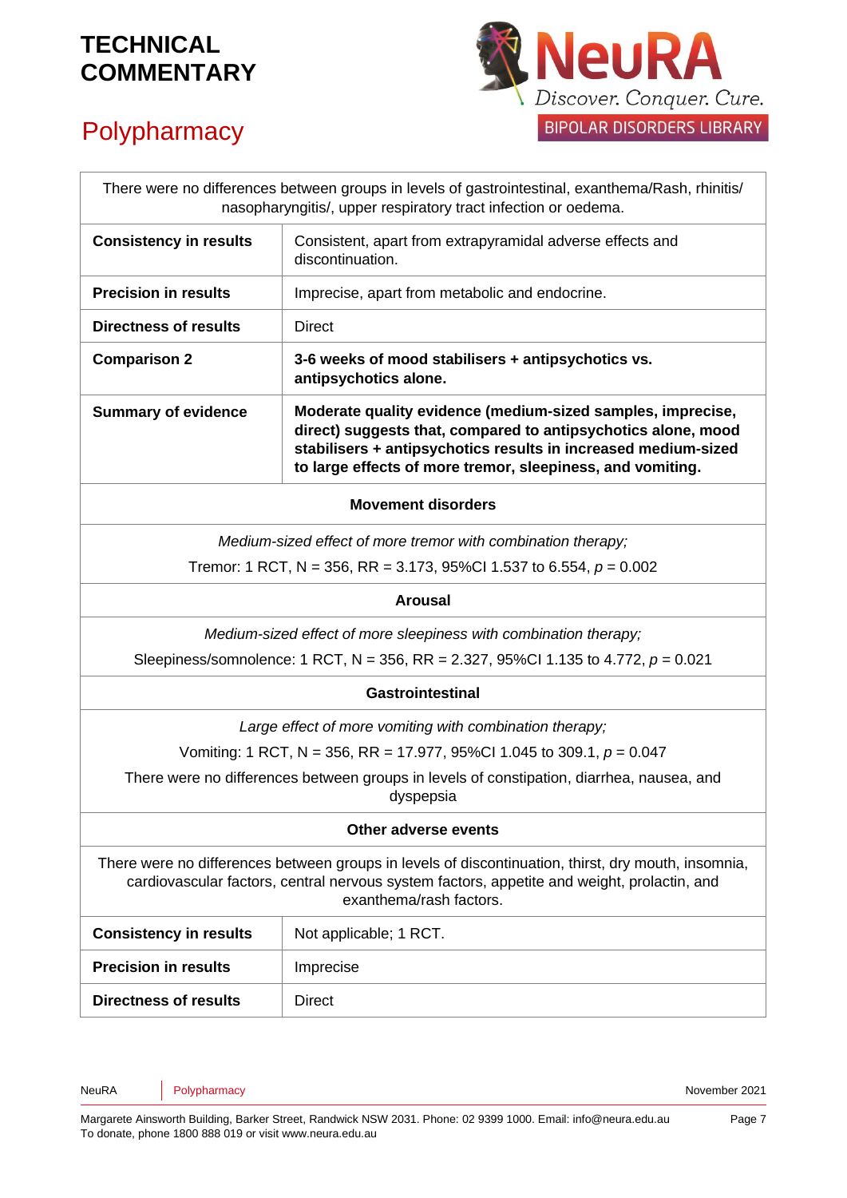| | |
|---|---|
| There were no differences between groups in levels of gastrointestinal, exanthema/Rash, rhinitis/ nasopharyngitis/, upper respiratory tract infection or oedema. | |
| **Consistency in results** | Consistent, apart from extrapyramidal adverse effects and discontinuation. |
| **Precision in results** | Imprecise, apart from metabolic and endocrine. |
| **Directness of results** | Direct |
| **Comparison 2** | **3-6 weeks of mood stabilisers + antipsychotics vs. antipsychotics alone.** |
| **Summary of evidence** | **Moderate quality evidence (medium-sized samples, imprecise, direct) suggests that, compared to antipsychotics alone, mood stabilisers + antipsychotics results in increased medium-sized to large effects of more tremor, sleepiness, and vomiting.** |
| **Movement disorders** | |
| *Medium-sized effect of more tremor with combination therapy;* Tremor: 1 RCT, N = 356, RR = 3.173, 95%CI 1.537 to 6.554, $p$ = 0.002 | |
| **Arousal** | |
| *Medium-sized effect of more sleepiness with combination therapy;* Sleepiness/somnolence: 1 RCT, N = 356, RR = 2.327, 95%CI 1.135 to 4.772, $p$ = 0.021 | |
| **Gastrointestinal** | |
| *Large effect of more vomiting with combination therapy;* Vomiting: 1 RCT, N = 356, RR = 17.977, 95%CI 1.045 to 309.1, $p$ = 0.047. There were no differences between groups in levels of constipation, diarrhea, nausea, and dyspepsia | |
| **Other adverse events** | |
| There were no differences between groups in levels of discontinuation, thirst, dry mouth, insomnia, cardiovascular factors, central nervous system factors, appetite and weight, prolactin, and exanthema/rash factors. | |
| **Consistency in results** | Not applicable; 1 RCT. |
| **Precision in results** | Imprecise |
| **Directness of results** | Direct |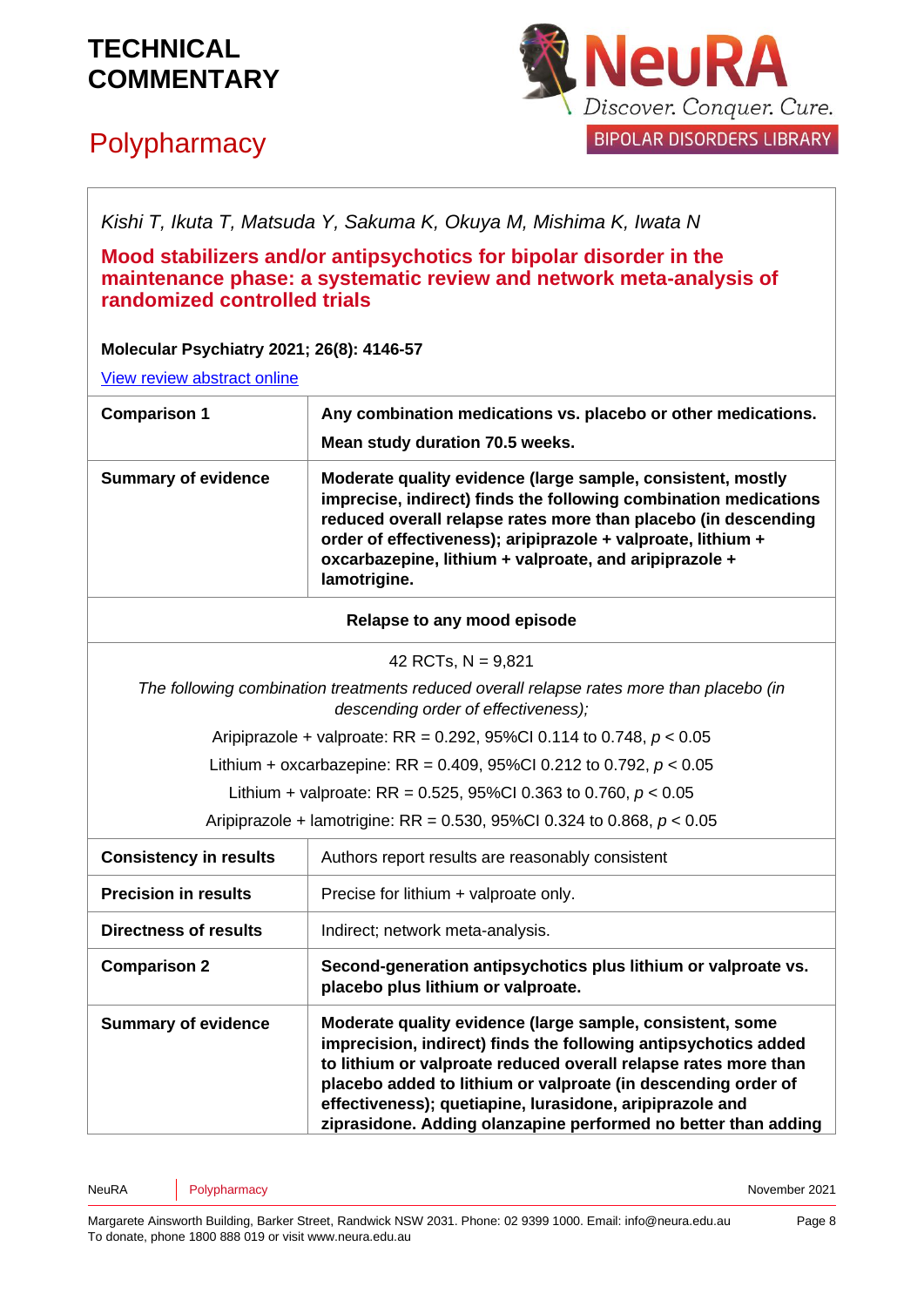*Kishi T, Ikuta T, Matsuda Y, Sakuma K, Okuya M, Mishima K, Iwata N*

## Mood stabilizers and/or antipsychotics for bipolar disorder in the maintenance phase: a systematic review and network meta-analysis of randomized controlled trials

**Molecular Psychiatry 2021; 26(8): 4146-57**

View review abstract online

| **Comparison 1** | **Any combination medications vs. placebo or other medications.**<br>**Mean study duration 70.5 weeks.** |
|---|---|
| **Summary of evidence** | **Moderate quality evidence (large sample, consistent, mostly imprecise, indirect) finds the following combination medications reduced overall relapse rates more than placebo (in descending order of effectiveness); aripiprazole + valproate, lithium + oxcarbazepine, lithium + valproate, and aripiprazole + lamotrigine.** |
| **Relapse to any mood episode** | |
| 42 RCTs, N = 9,821<br>*The following combination treatments reduced overall relapse rates more than placebo (in descending order of effectiveness);*<br>Aripiprazole + valproate: RR = 0.292, 95%CI 0.114 to 0.748, $p < 0.05$<br>Lithium + oxcarbazepine: RR = 0.409, 95%CI 0.212 to 0.792, $p < 0.05$<br>Lithium + valproate: RR = 0.525, 95%CI 0.363 to 0.760, $p < 0.05$<br>Aripiprazole + lamotrigine: RR = 0.530, 95%CI 0.324 to 0.868, $p < 0.05$ | |
| **Consistency in results** | Authors report results are reasonably consistent |
| **Precision in results** | Precise for lithium + valproate only. |
| **Directness of results** | Indirect; network meta-analysis. |
| **Comparison 2** | **Second-generation antipsychotics plus lithium or valproate vs. placebo plus lithium or valproate.** |
| **Summary of evidence** | **Moderate quality evidence (large sample, consistent, some imprecision, indirect) finds the following antipsychotics added to lithium or valproate reduced overall relapse rates more than placebo added to lithium or valproate (in descending order of effectiveness); quetiapine, lurasidone, aripiprazole and ziprasidone. Adding olanzapine performed no better than adding** |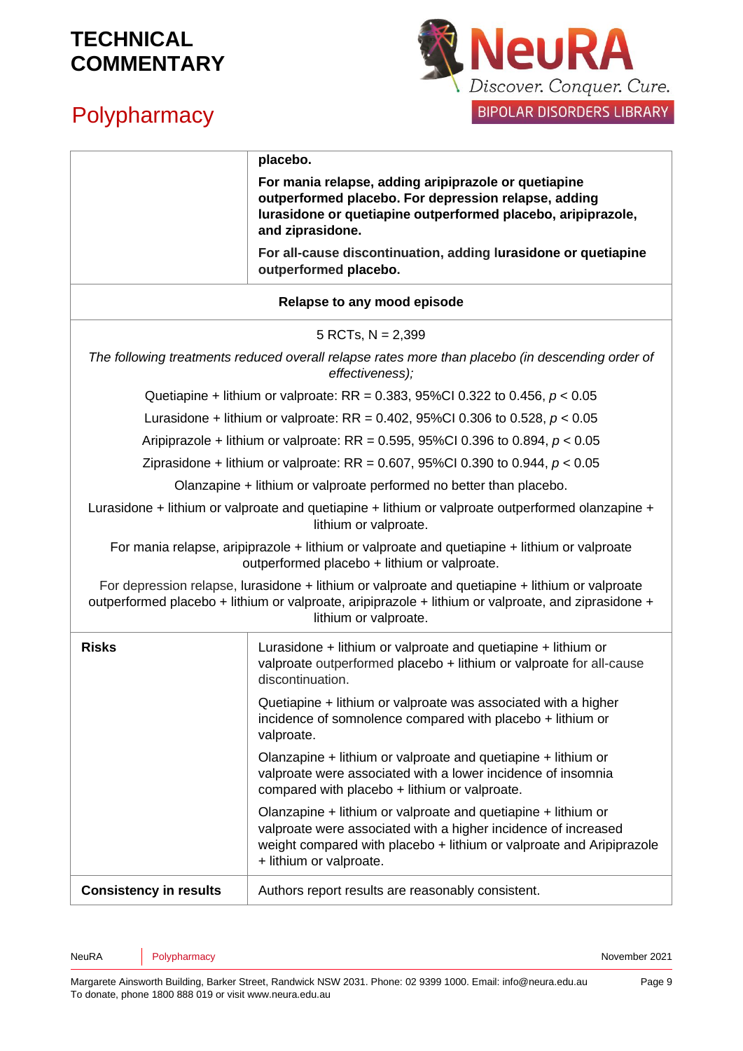| | |
|---|---|
| | **placebo.**<br><br>**For mania relapse, adding aripiprazole or quetiapine outperformed placebo. For depression relapse, adding lurasidone or quetiapine outperformed placebo, aripiprazole, and ziprasidone.**<br><br>**For all-cause discontinuation, adding lurasidone or quetiapine outperformed placebo.** |
| **Relapse to any mood episode** | |
| 5 RCTs, N = 2,399<br><br>*The following treatments reduced overall relapse rates more than placebo (in descending order of effectiveness);*<br><br>Quetiapine + lithium or valproate: RR = 0.383, 95%CI 0.322 to 0.456, $p < 0.05$<br><br>Lurasidone + lithium or valproate: RR = 0.402, 95%CI 0.306 to 0.528, $p < 0.05$<br><br>Aripiprazole + lithium or valproate: RR = 0.595, 95%CI 0.396 to 0.894, $p < 0.05$<br><br>Ziprasidone + lithium or valproate: RR = 0.607, 95%CI 0.390 to 0.944, $p < 0.05$<br><br>Olanzapine + lithium or valproate performed no better than placebo.<br><br>Lurasidone + lithium or valproate and quetiapine + lithium or valproate outperformed olanzapine + lithium or valproate.<br><br>For mania relapse, aripiprazole + lithium or valproate and quetiapine + lithium or valproate outperformed placebo + lithium or valproate.<br><br>For depression relapse, lurasidone + lithium or valproate and quetiapine + lithium or valproate outperformed placebo + lithium or valproate, aripiprazole + lithium or valproate, and ziprasidone + lithium or valproate. | |
| **Risks** | Lurasidone + lithium or valproate and quetiapine + lithium or valproate outperformed placebo + lithium or valproate for all-cause discontinuation.<br><br>Quetiapine + lithium or valproate was associated with a higher incidence of somnolence compared with placebo + lithium or valproate.<br><br>Olanzapine + lithium or valproate and quetiapine + lithium or valproate were associated with a lower incidence of insomnia compared with placebo + lithium or valproate.<br><br>Olanzapine + lithium or valproate and quetiapine + lithium or valproate were associated with a higher incidence of increased weight compared with placebo + lithium or valproate and Aripiprazole + lithium or valproate. |
| **Consistency in results** | Authors report results are reasonably consistent. |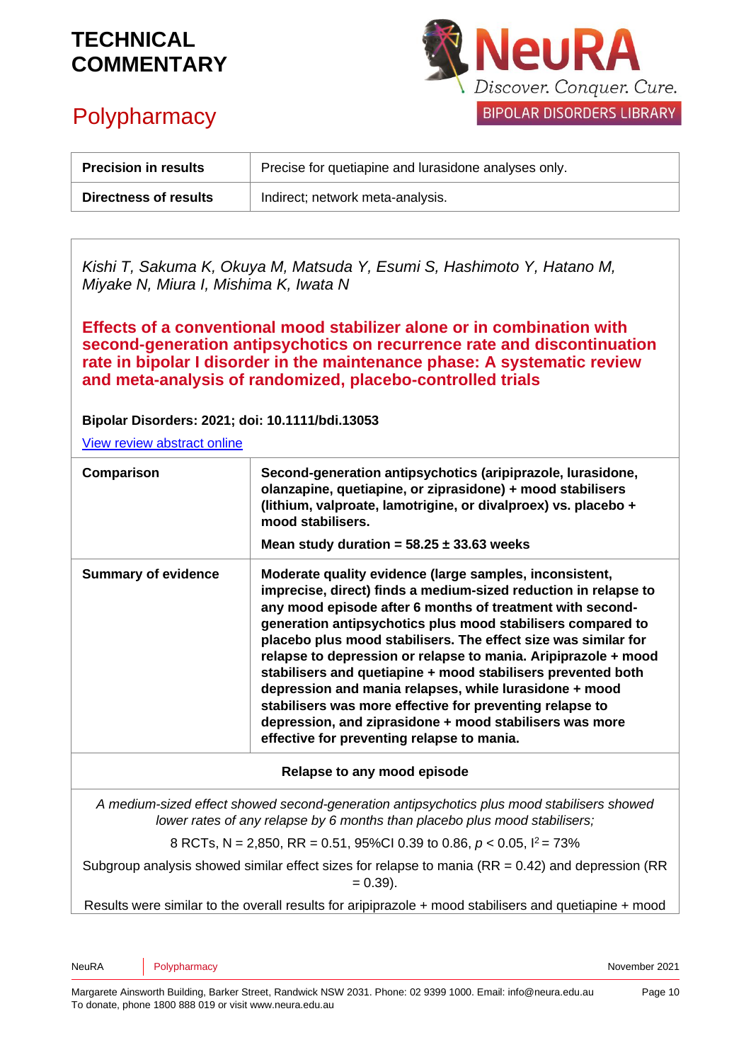| | |
|---|---|
| **Precision in results** | Precise for quetiapine and lurasidone analyses only. |
| **Directness of results** | Indirect; network meta-analysis. |

*Kishi T, Sakuma K, Okuya M, Matsuda Y, Esumi S, Hashimoto Y, Hatano M, Miyake N, Miura I, Mishima K, Iwata N*

## Effects of a conventional mood stabilizer alone or in combination with second-generation antipsychotics on recurrence rate and discontinuation rate in bipolar I disorder in the maintenance phase: A systematic review and meta-analysis of randomized, placebo-controlled trials

**Bipolar Disorders: 2021; doi: 10.1111/bdi.13053**

View review abstract online

| | |
|---|---|
| **Comparison** | **Second-generation antipsychotics (aripiprazole, lurasidone, olanzapine, quetiapine, or ziprasidone) + mood stabilisers (lithium, valproate, lamotrigine, or divalproex) vs. placebo + mood stabilisers.** <br> **Mean study duration = 58.25 ± 33.63 weeks** |
| **Summary of evidence** | **Moderate quality evidence (large samples, inconsistent, imprecise, direct) finds a medium-sized reduction in relapse to any mood episode after 6 months of treatment with second-generation antipsychotics plus mood stabilisers compared to placebo plus mood stabilisers. The effect size was similar for relapse to depression or relapse to mania. Aripiprazole + mood stabilisers and quetiapine + mood stabilisers prevented both depression and mania relapses, while lurasidone + mood stabilisers was more effective for preventing relapse to depression, and ziprasidone + mood stabilisers was more effective for preventing relapse to mania.** |

**Relapse to any mood episode**

*A medium-sized effect showed second-generation antipsychotics plus mood stabilisers showed lower rates of any relapse by 6 months than placebo plus mood stabilisers;*

8 RCTs, N = 2,850, RR = 0.51, 95%CI 0.39 to 0.86, $p < 0.05$, $I^2 = 73\%$

Subgroup analysis showed similar effect sizes for relapse to mania (RR = 0.42) and depression (RR = 0.39).

Results were similar to the overall results for aripiprazole + mood stabilisers and quetiapine + mood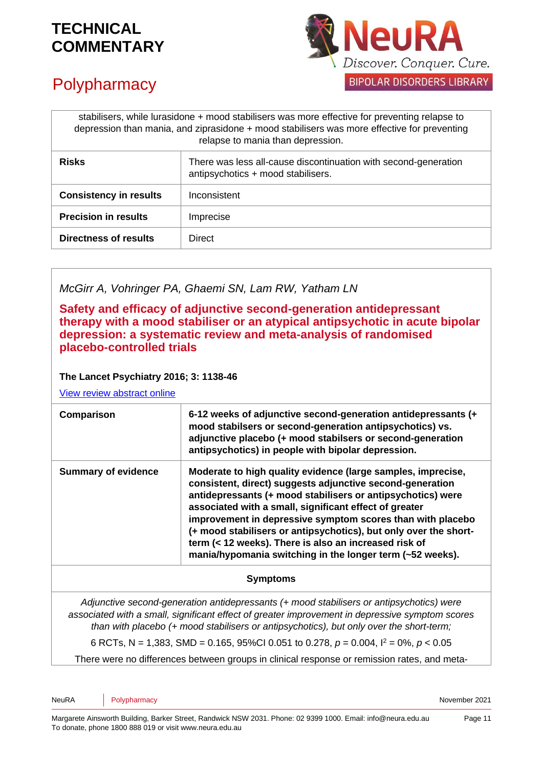| stabilisers, while lurasidone + mood stabilisers was more effective for preventing relapse to depression than mania, and ziprasidone + mood stabilisers was more effective for preventing relapse to mania than depression. | |
|---|---|
| **Risks** | There was less all-cause discontinuation with second-generation antipsychotics + mood stabilisers. |
| **Consistency in results** | Inconsistent |
| **Precision in results** | Imprecise |
| **Directness of results** | Direct |

*McGirr A, Vohringer PA, Ghaemi SN, Lam RW, Yatham LN*

## Safety and efficacy of adjunctive second-generation antidepressant therapy with a mood stabiliser or an atypical antipsychotic in acute bipolar depression: a systematic review and meta-analysis of randomised placebo-controlled trials

**The Lancet Psychiatry 2016; 3: 1138-46**

View review abstract online

| **Comparison** | **6-12 weeks of adjunctive second-generation antidepressants (+ mood stabilsers or second-generation antipsychotics) vs. adjunctive placebo (+ mood stabilsers or second-generation antipsychotics) in people with bipolar depression.** |
|---|---|
| **Summary of evidence** | **Moderate to high quality evidence (large samples, imprecise, consistent, direct) suggests adjunctive second-generation antidepressants (+ mood stabilisers or antipsychotics) were associated with a small, significant effect of greater improvement in depressive symptom scores than with placebo (+ mood stabilisers or antipsychotics), but only over the short-term (< 12 weeks). There is also an increased risk of mania/hypomania switching in the longer term (~52 weeks).** |
| **Symptoms** | |
| *Adjunctive second-generation antidepressants (+ mood stabilisers or antipsychotics) were associated with a small, significant effect of greater improvement in depressive symptom scores than with placebo (+ mood stabilisers or antipsychotics), but only over the short-term;* <br> 6 RCTs, N = 1,383, SMD = 0.165, 95%CI 0.051 to 0.278, $p = 0.004$, $I^2 = 0\%$, $p < 0.05$ <br> There were no differences between groups in clinical response or remission rates, and meta- | |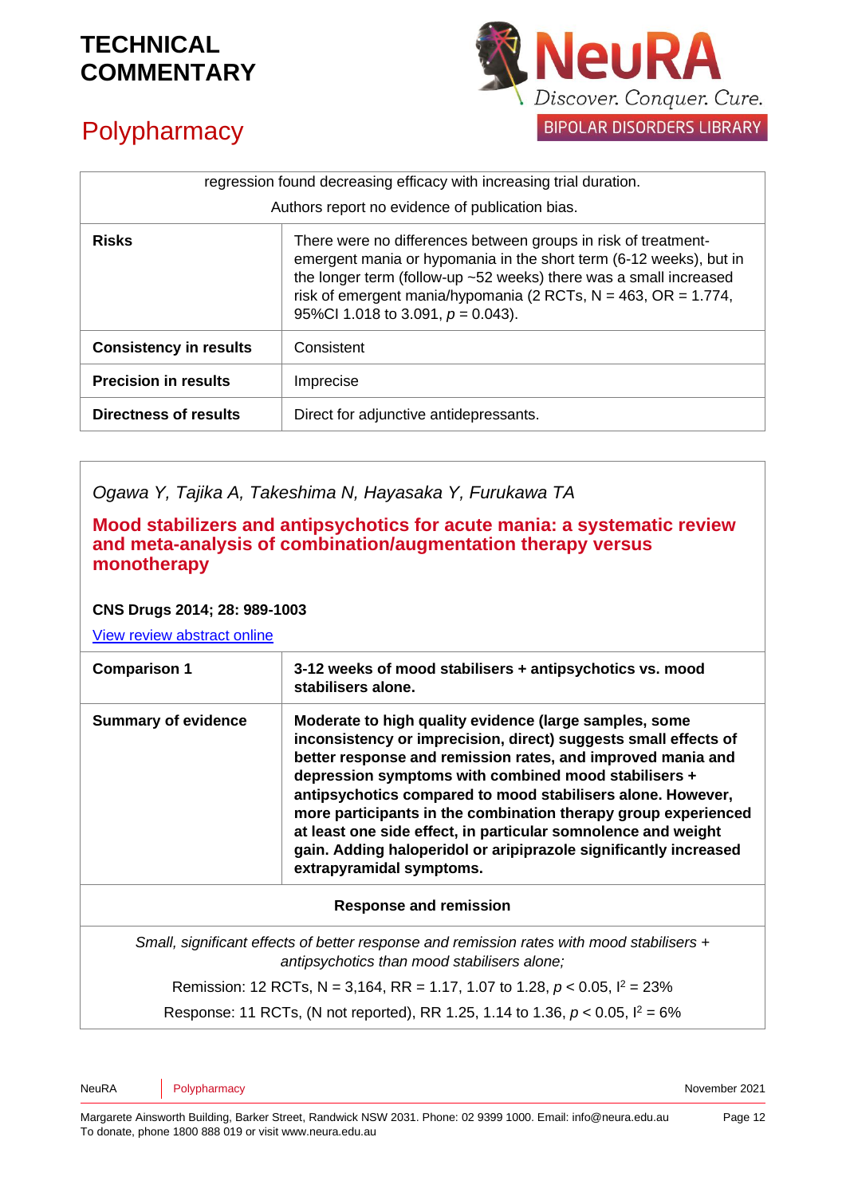| | |
|---|---|
| regression found decreasing efficacy with increasing trial duration. Authors report no evidence of publication bias. | |
| **Risks** | There were no differences between groups in risk of treatment-emergent mania or hypomania in the short term (6-12 weeks), but in the longer term (follow-up ~52 weeks) there was a small increased risk of emergent mania/hypomania (2 RCTs, N = 463, OR = 1.774, 95%CI 1.018 to 3.091, $p = 0.043$). |
| **Consistency in results** | Consistent |
| **Precision in results** | Imprecise |
| **Directness of results** | Direct for adjunctive antidepressants. |

*Ogawa Y, Tajika A, Takeshima N, Hayasaka Y, Furukawa TA*

**Mood stabilizers and antipsychotics for acute mania: a systematic review and meta-analysis of combination/augmentation therapy versus monotherapy**

**CNS Drugs 2014; 28: 989-1003**

View review abstract online

| | |
|---|---|
| **Comparison 1** | **3-12 weeks of mood stabilisers + antipsychotics vs. mood stabilisers alone.** |
| **Summary of evidence** | **Moderate to high quality evidence (large samples, some inconsistency or imprecision, direct) suggests small effects of better response and remission rates, and improved mania and depression symptoms with combined mood stabilisers + antipsychotics compared to mood stabilisers alone. However, more participants in the combination therapy group experienced at least one side effect, in particular somnolence and weight gain. Adding haloperidol or aripiprazole significantly increased extrapyramidal symptoms.** |
| **Response and remission** | |
| *Small, significant effects of better response and remission rates with mood stabilisers + antipsychotics than mood stabilisers alone;* Remission: 12 RCTs, N = 3,164, RR = 1.17, 1.07 to 1.28, $p < 0.05$, $I^2 = 23\%$ Response: 11 RCTs, (N not reported), RR 1.25, 1.14 to 1.36, $p < 0.05$, $I^2 = 6\%$ | |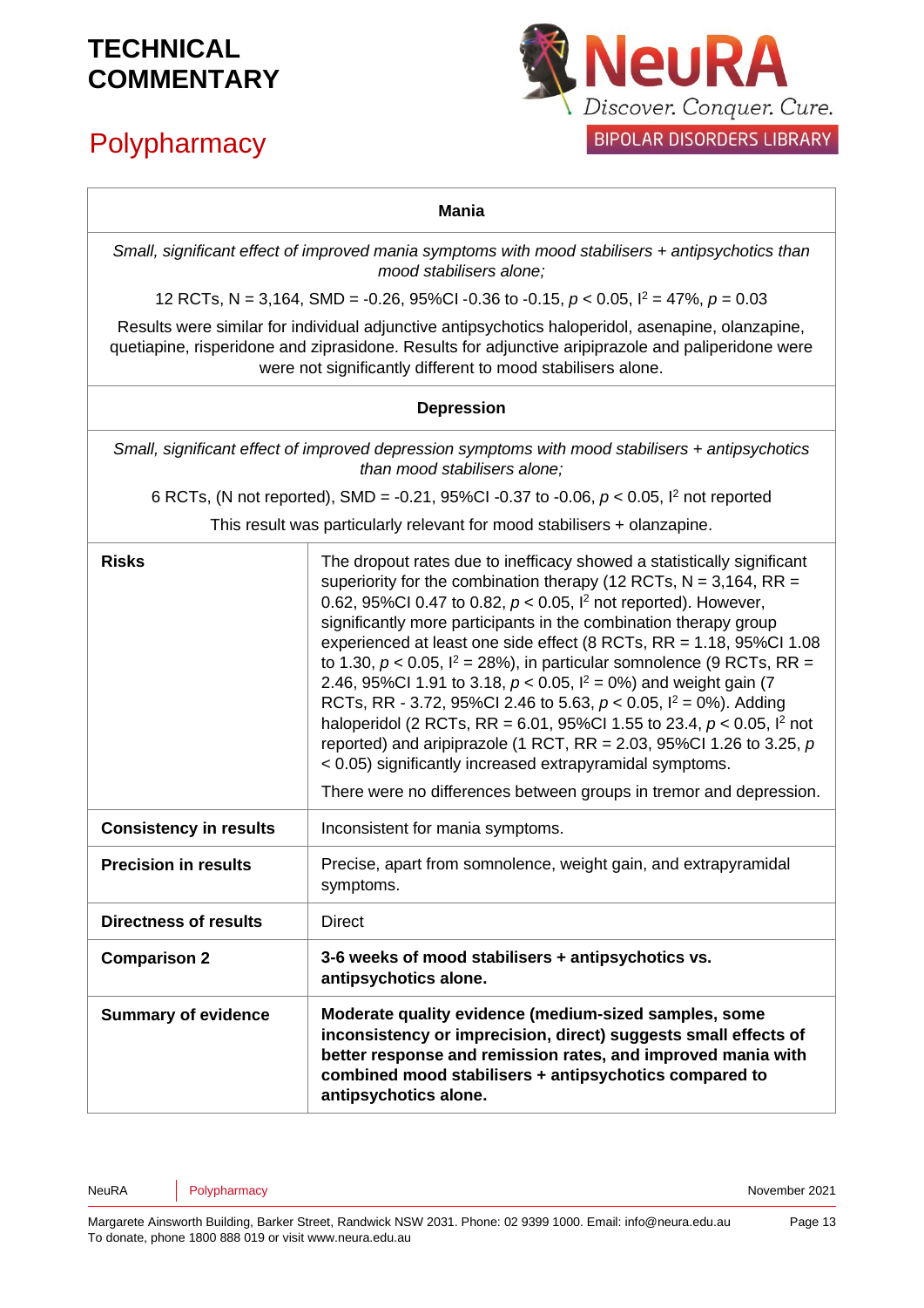| Mania | |
|---|---|
| *Small, significant effect of improved mania symptoms with mood stabilisers + antipsychotics than mood stabilisers alone;* 12 RCTs, N = 3,164, SMD = -0.26, 95%CI -0.36 to -0.15, $p < 0.05$, $I^2 = 47\%$, $p = 0.03$ Results were similar for individual adjunctive antipsychotics haloperidol, asenapine, olanzapine, quetiapine, risperidone and ziprasidone. Results for adjunctive aripiprazole and paliperidone were not significantly different to mood stabilisers alone. | |
| **Depression** | |
| *Small, significant effect of improved depression symptoms with mood stabilisers + antipsychotics than mood stabilisers alone;* 6 RCTs, (N not reported), SMD = -0.21, 95%CI -0.37 to -0.06, $p < 0.05$, $I^2$ not reported This result was particularly relevant for mood stabilisers + olanzapine. | |
| **Risks** | The dropout rates due to inefficacy showed a statistically significant superiority for the combination therapy (12 RCTs, N = 3,164, RR = 0.62, 95%CI 0.47 to 0.82, $p < 0.05$, $I^2$ not reported). However, significantly more participants in the combination therapy group experienced at least one side effect (8 RCTs, RR = 1.18, 95%CI 1.08 to 1.30, $p < 0.05$, $I^2 = 28\%$), in particular somnolence (9 RCTs, RR = 2.46, 95%CI 1.91 to 3.18, $p < 0.05$, $I^2 = 0\%$) and weight gain (7 RCTs, RR - 3.72, 95%CI 2.46 to 5.63, $p < 0.05$, $I^2 = 0\%$). Adding haloperidol (2 RCTs, RR = 6.01, 95%CI 1.55 to 23.4, $p < 0.05$, $I^2$ not reported) and aripiprazole (1 RCT, RR = 2.03, 95%CI 1.26 to 3.25, $p < 0.05$) significantly increased extrapyramidal symptoms. There were no differences between groups in tremor and depression. |
| **Consistency in results** | Inconsistent for mania symptoms. |
| **Precision in results** | Precise, apart from somnolence, weight gain, and extrapyramidal symptoms. |
| **Directness of results** | Direct |
| **Comparison 2** | **3-6 weeks of mood stabilisers + antipsychotics vs. antipsychotics alone.** |
| **Summary of evidence** | **Moderate quality evidence (medium-sized samples, some inconsistency or imprecision, direct) suggests small effects of better response and remission rates, and improved mania with combined mood stabilisers + antipsychotics compared to antipsychotics alone.** |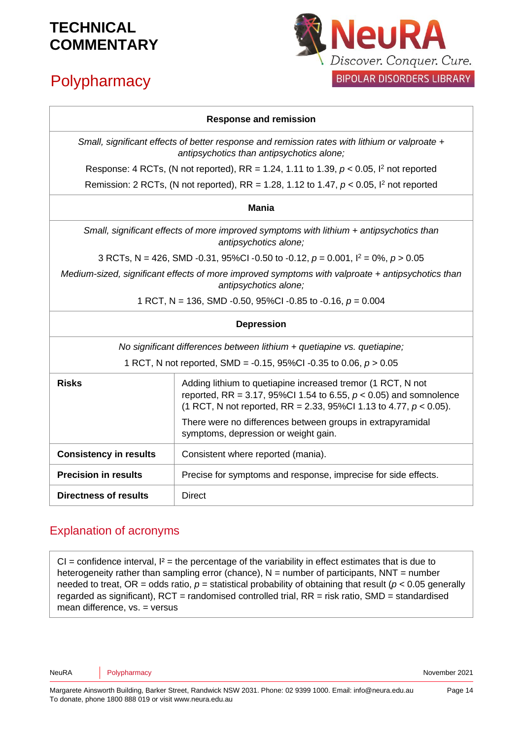| Response and remission | |
|---|---|
| *Small, significant effects of better response and remission rates with lithium or valproate + antipsychotics than antipsychotics alone;* Response: 4 RCTs, (N not reported), RR = 1.24, 1.11 to 1.39, $p < 0.05$, $I^2$ not reported Remission: 2 RCTs, (N not reported), RR = 1.28, 1.12 to 1.47, $p < 0.05$, $I^2$ not reported | |
| **Mania** | |
| *Small, significant effects of more improved symptoms with lithium + antipsychotics than antipsychotics alone;* 3 RCTs, N = 426, SMD -0.31, 95%CI -0.50 to -0.12, $p = 0.001$, $I^2 = 0\%$, $p > 0.05$ *Medium-sized, significant effects of more improved symptoms with valproate + antipsychotics than antipsychotics alone;* 1 RCT, N = 136, SMD -0.50, 95%CI -0.85 to -0.16, $p = 0.004$ | |
| **Depression** | |
| *No significant differences between lithium + quetiapine vs. quetiapine;* 1 RCT, N not reported, SMD = -0.15, 95%CI -0.35 to 0.06, $p > 0.05$ | |
| **Risks** | Adding lithium to quetiapine increased tremor (1 RCT, N not reported, RR = 3.17, 95%CI 1.54 to 6.55, $p < 0.05$) and somnolence (1 RCT, N not reported, RR = 2.33, 95%CI 1.13 to 4.77, $p < 0.05$). There were no differences between groups in extrapyramidal symptoms, depression or weight gain. |
| **Consistency in results** | Consistent where reported (mania). |
| **Precision in results** | Precise for symptoms and response, imprecise for side effects. |
| **Directness of results** | Direct |

## Explanation of acronyms

CI = confidence interval, $I^2$ = the percentage of the variability in effect estimates that is due to heterogeneity rather than sampling error (chance), N = number of participants, NNT = number needed to treat, OR = odds ratio, $p$ = statistical probability of obtaining that result ($p < 0.05$ generally regarded as significant), RCT = randomised controlled trial, RR = risk ratio, SMD = standardised mean difference, vs. = versus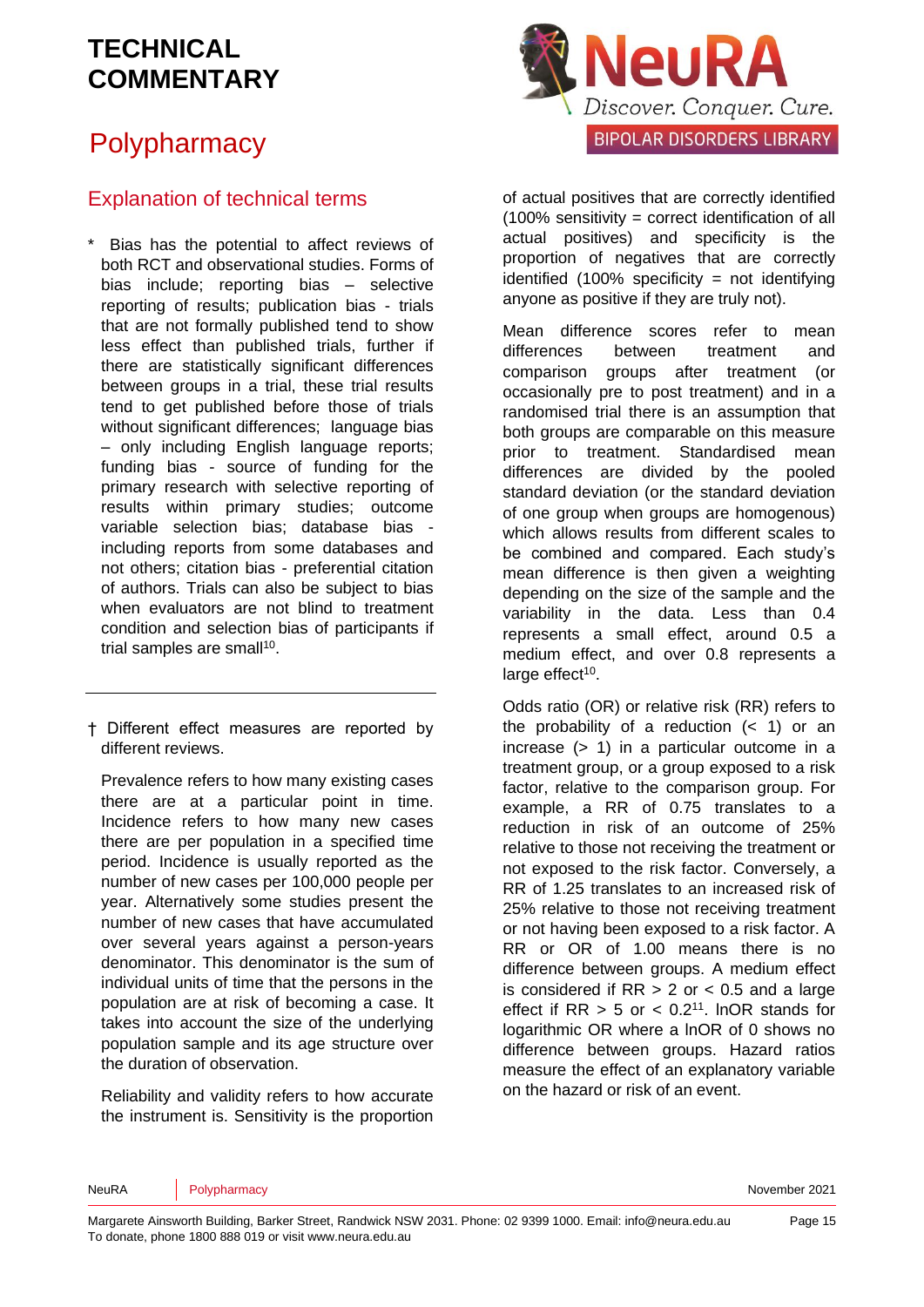# TECHNICAL COMMENTARY

## Polypharmacy

### Explanation of technical terms

\* Bias has the potential to affect reviews of both RCT and observational studies. Forms of bias include; reporting bias – selective reporting of results; publication bias - trials that are not formally published tend to show less effect than published trials, further if there are statistically significant differences between groups in a trial, these trial results tend to get published before those of trials without significant differences; language bias – only including English language reports; funding bias - source of funding for the primary research with selective reporting of results within primary studies; outcome variable selection bias; database bias - including reports from some databases and not others; citation bias - preferential citation of authors. Trials can also be subject to bias when evaluators are not blind to treatment condition and selection bias of participants if trial samples are small[10].

† Different effect measures are reported by different reviews.

Prevalence refers to how many existing cases there are at a particular point in time. Incidence refers to how many new cases there are per population in a specified time period. Incidence is usually reported as the number of new cases per 100,000 people per year. Alternatively some studies present the number of new cases that have accumulated over several years against a person-years denominator. This denominator is the sum of individual units of time that the persons in the population are at risk of becoming a case. It takes into account the size of the underlying population sample and its age structure over the duration of observation.

Reliability and validity refers to how accurate the instrument is. Sensitivity is the proportion of actual positives that are correctly identified (100% sensitivity = correct identification of all actual positives) and specificity is the proportion of negatives that are correctly identified (100% specificity = not identifying anyone as positive if they are truly not).

Mean difference scores refer to mean differences between treatment and comparison groups after treatment (or occasionally pre to post treatment) and in a randomised trial there is an assumption that both groups are comparable on this measure prior to treatment. Standardised mean differences are divided by the pooled standard deviation (or the standard deviation of one group when groups are homogenous) which allows results from different scales to be combined and compared. Each study's mean difference is then given a weighting depending on the size of the sample and the variability in the data. Less than 0.4 represents a small effect, around 0.5 a medium effect, and over 0.8 represents a large effect[10].

Odds ratio (OR) or relative risk (RR) refers to the probability of a reduction (< 1) or an increase (> 1) in a particular outcome in a treatment group, or a group exposed to a risk factor, relative to the comparison group. For example, a RR of 0.75 translates to a reduction in risk of an outcome of 25% relative to those not receiving the treatment or not exposed to the risk factor. Conversely, a RR of 1.25 translates to an increased risk of 25% relative to those not receiving treatment or not having been exposed to a risk factor. A RR or OR of 1.00 means there is no difference between groups. A medium effect is considered if RR > 2 or < 0.5 and a large effect if RR > 5 or < 0.2[11]. lnOR stands for logarithmic OR where a lnOR of 0 shows no difference between groups. Hazard ratios measure the effect of an explanatory variable on the hazard or risk of an event.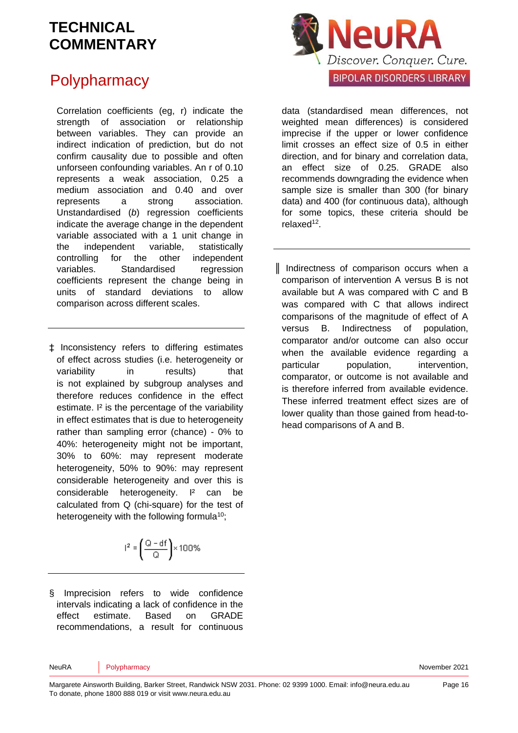# TECHNICAL COMMENTARY

## Polypharmacy

Correlation coefficients (eg, r) indicate the strength of association or relationship between variables. They can provide an indirect indication of prediction, but do not confirm causality due to possible and often unforseen confounding variables. An r of 0.10 represents a weak association, 0.25 a medium association and 0.40 and over represents a strong association. Unstandardised (*b*) regression coefficients indicate the average change in the dependent variable associated with a 1 unit change in the independent variable, statistically controlling for the other independent variables. Standardised regression coefficients represent the change being in units of standard deviations to allow comparison across different scales.

---

‡ Inconsistency refers to differing estimates of effect across studies (i.e. heterogeneity or variability in results) that is not explained by subgroup analyses and therefore reduces confidence in the effect estimate. $I^2$ is the percentage of the variability in effect estimates that is due to heterogeneity rather than sampling error (chance) - 0% to 40%: heterogeneity might not be important, 30% to 60%: may represent moderate heterogeneity, 50% to 90%: may represent considerable heterogeneity and over this is considerable heterogeneity. $I^2$ can be calculated from Q (chi-square) for the test of heterogeneity with the following formula[10];

$$I^2 = \left(\frac{Q - df}{Q}\right) \times 100\%$$

---

§ Imprecision refers to wide confidence intervals indicating a lack of confidence in the effect estimate. Based on GRADE recommendations, a result for continuous data (standardised mean differences, not weighted mean differences) is considered imprecise if the upper or lower confidence limit crosses an effect size of 0.5 in either direction, and for binary and correlation data, an effect size of 0.25. GRADE also recommends downgrading the evidence when sample size is smaller than 300 (for binary data) and 400 (for continuous data), although for some topics, these criteria should be relaxed[12].

---

‖ Indirectness of comparison occurs when a comparison of intervention A versus B is not available but A was compared with C and B was compared with C that allows indirect comparisons of the magnitude of effect of A versus B. Indirectness of population, comparator and/or outcome can also occur when the available evidence regarding a particular population, intervention, comparator, or outcome is not available and is therefore inferred from available evidence. These inferred treatment effect sizes are of lower quality than those gained from head-to-head comparisons of A and B.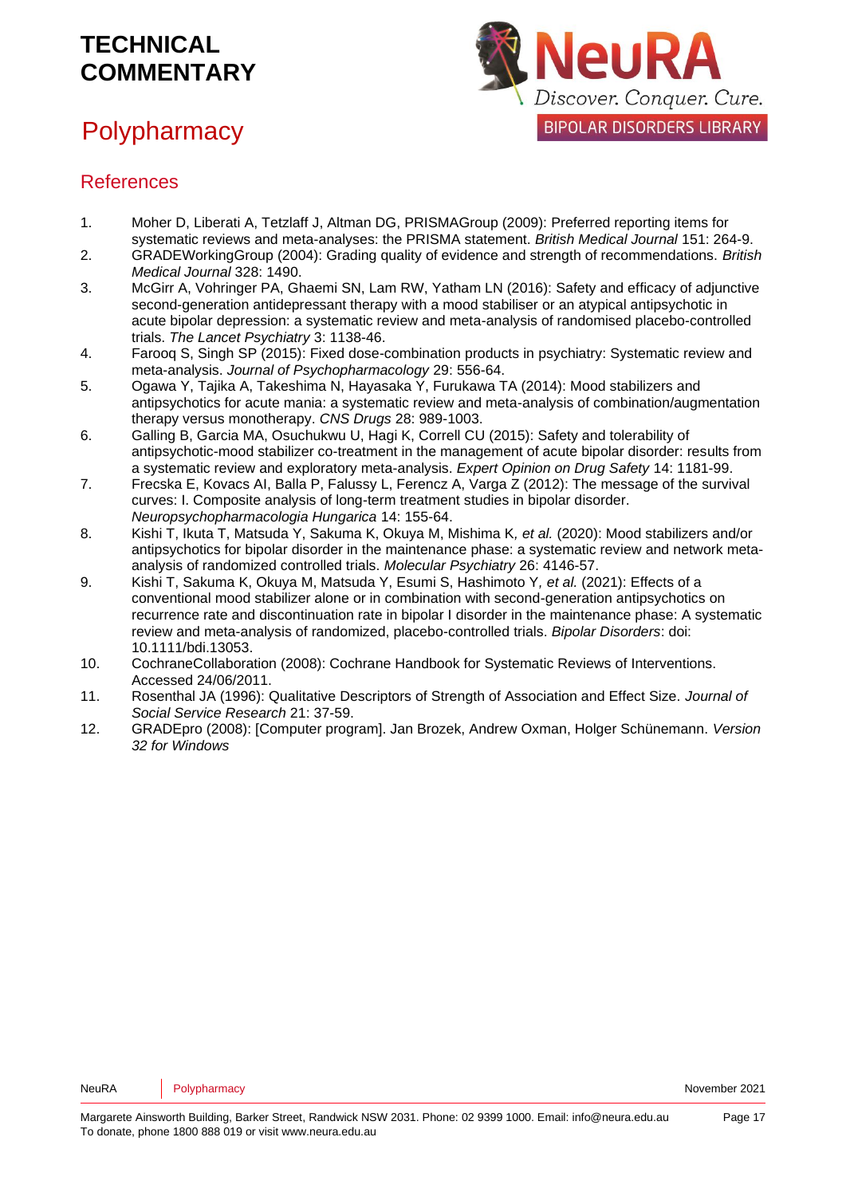# TECHNICAL COMMENTARY

# Polypharmacy

## References

1. Moher D, Liberati A, Tetzlaff J, Altman DG, PRISMAGroup (2009): Preferred reporting items for systematic reviews and meta-analyses: the PRISMA statement. *British Medical Journal* 151: 264-9.
2. GRADEWorkingGroup (2004): Grading quality of evidence and strength of recommendations. *British Medical Journal* 328: 1490.
3. McGirr A, Vohringer PA, Ghaemi SN, Lam RW, Yatham LN (2016): Safety and efficacy of adjunctive second-generation antidepressant therapy with a mood stabiliser or an atypical antipsychotic in acute bipolar depression: a systematic review and meta-analysis of randomised placebo-controlled trials. *The Lancet Psychiatry* 3: 1138-46.
4. Farooq S, Singh SP (2015): Fixed dose-combination products in psychiatry: Systematic review and meta-analysis. *Journal of Psychopharmacology* 29: 556-64.
5. Ogawa Y, Tajika A, Takeshima N, Hayasaka Y, Furukawa TA (2014): Mood stabilizers and antipsychotics for acute mania: a systematic review and meta-analysis of combination/augmentation therapy versus monotherapy. *CNS Drugs* 28: 989-1003.
6. Galling B, Garcia MA, Osuchukwu U, Hagi K, Correll CU (2015): Safety and tolerability of antipsychotic-mood stabilizer co-treatment in the management of acute bipolar disorder: results from a systematic review and exploratory meta-analysis. *Expert Opinion on Drug Safety* 14: 1181-99.
7. Frecska E, Kovacs AI, Balla P, Falussy L, Ferencz A, Varga Z (2012): The message of the survival curves: I. Composite analysis of long-term treatment studies in bipolar disorder. *Neuropsychopharmacologia Hungarica* 14: 155-64.
8. Kishi T, Ikuta T, Matsuda Y, Sakuma K, Okuya M, Mishima K*, et al.* (2020): Mood stabilizers and/or antipsychotics for bipolar disorder in the maintenance phase: a systematic review and network meta-analysis of randomized controlled trials. *Molecular Psychiatry* 26: 4146-57.
9. Kishi T, Sakuma K, Okuya M, Matsuda Y, Esumi S, Hashimoto Y*, et al.* (2021): Effects of a conventional mood stabilizer alone or in combination with second-generation antipsychotics on recurrence rate and discontinuation rate in bipolar I disorder in the maintenance phase: A systematic review and meta-analysis of randomized, placebo-controlled trials. *Bipolar Disorders*: doi: 10.1111/bdi.13053.
10. CochraneCollaboration (2008): Cochrane Handbook for Systematic Reviews of Interventions. Accessed 24/06/2011.
11. Rosenthal JA (1996): Qualitative Descriptors of Strength of Association and Effect Size. *Journal of Social Service Research* 21: 37-59.
12. GRADEpro (2008): [Computer program]. Jan Brozek, Andrew Oxman, Holger Schünemann. *Version 32 for Windows*